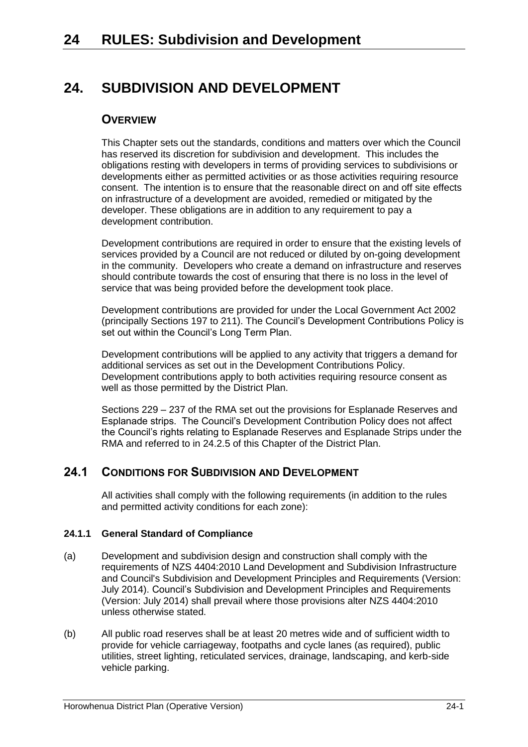# 24. SUBDIVISION AND DEVELOPMENT

## OVERVIEW

This Chapter sets out the standards, conditions and matters over which the Council has reserved its discretion for subdivision and development. This includes the obligations resting with developers in terms of providing services to subdivisions or developments either as permitted activities or as those activities requiring resource consent. The intention is to ensure that the reasonable direct on and off site effects on infrastructure of a development are avoided, remedied or mitigated by the developer. These obligations are in addition to any requirement to pay a development contribution.

Development contributions are required in order to ensure that the existing levels of services provided by a Council are not reduced or diluted by on-going development in the community. Developers who create a demand on infrastructure and reserves should contribute towards the cost of ensuring that there is no loss in the level of service that was being provided before the development took place.

Development contributions are provided for under the Local Government Act 2002 (principally Sections 197 to 211). The Council's Development Contributions Policy is set out within the Council's Long Term Plan.

Development contributions will be applied to any activity that triggers a demand for additional services as set out in the Development Contributions Policy. Development contributions apply to both activities requiring resource consent as well as those permitted by the District Plan.

Sections 229 – 237 of the RMA set out the provisions for Esplanade Reserves and Esplanade strips. The Council's Development Contribution Policy does not affect the Council's rights relating to Esplanade Reserves and Esplanade Strips under the RMA and referred to in 24.2.5 of this Chapter of the District Plan.

## 24.1 CONDITIONS FOR SUBDIVISION AND DEVELOPMENT

All activities shall comply with the following requirements (in addition to the rules and permitted activity conditions for each zone):

### 24.1.1 General Standard of Compliance

(a) Development and subdivision design and construction shall comply with the requirements of NZS 4404:2010 Land Development and Subdivision Infrastructure and Council's Subdivision and Development Principles and Requirements (Version: July 2014). Council's Subdivision and Development Principles and Requirements (Version: July 2014) shall prevail where those provisions alter NZS 4404:2010 unless otherwise stated.

(b) All public road reserves shall be at least 20 metres wide and of sufficient width to provide for vehicle carriageway, footpaths and cycle lanes (as required), public utilities, street lighting, reticulated services, drainage, landscaping, and kerb-side vehicle parking.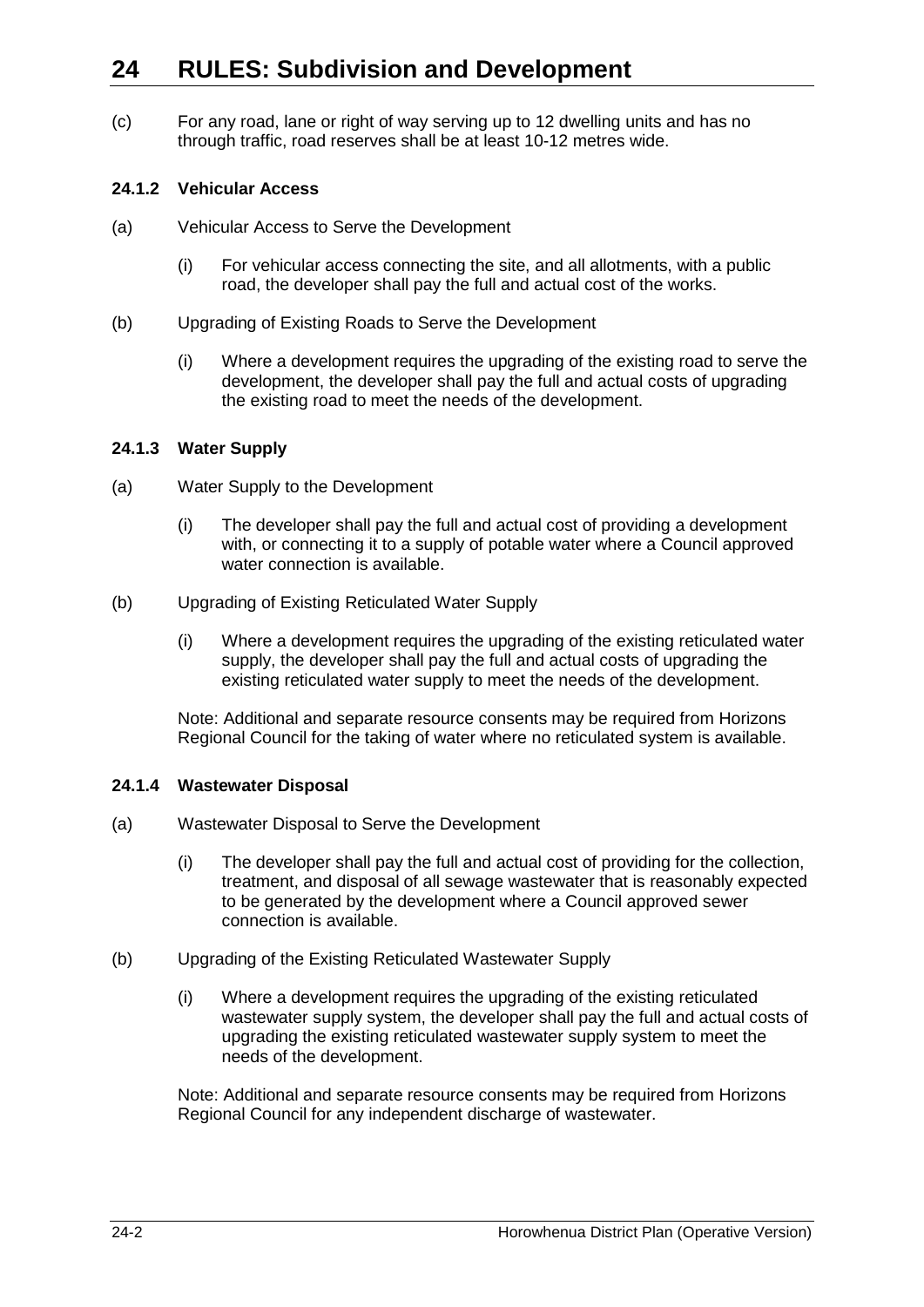# 24 RULES: Subdivision and Development

(c) For any road, lane or right of way serving up to 12 dwelling units and has no through traffic, road reserves shall be at least 10-12 metres wide.

### 24.1.2 Vehicular Access

(a) Vehicular Access to Serve the Development

(i) For vehicular access connecting the site, and all allotments, with a public road, the developer shall pay the full and actual cost of the works.

(b) Upgrading of Existing Roads to Serve the Development

(i) Where a development requires the upgrading of the existing road to serve the development, the developer shall pay the full and actual costs of upgrading the existing road to meet the needs of the development.

### 24.1.3 Water Supply

(a) Water Supply to the Development

(i) The developer shall pay the full and actual cost of providing a development with, or connecting it to a supply of potable water where a Council approved water connection is available.

(b) Upgrading of Existing Reticulated Water Supply

(i) Where a development requires the upgrading of the existing reticulated water supply, the developer shall pay the full and actual costs of upgrading the existing reticulated water supply to meet the needs of the development.

Note: Additional and separate resource consents may be required from Horizons Regional Council for the taking of water where no reticulated system is available.

### 24.1.4 Wastewater Disposal

(a) Wastewater Disposal to Serve the Development

(i) The developer shall pay the full and actual cost of providing for the collection, treatment, and disposal of all sewage wastewater that is reasonably expected to be generated by the development where a Council approved sewer connection is available.

(b) Upgrading of the Existing Reticulated Wastewater Supply

(i) Where a development requires the upgrading of the existing reticulated wastewater supply system, the developer shall pay the full and actual costs of upgrading the existing reticulated wastewater supply system to meet the needs of the development.

Note: Additional and separate resource consents may be required from Horizons Regional Council for any independent discharge of wastewater.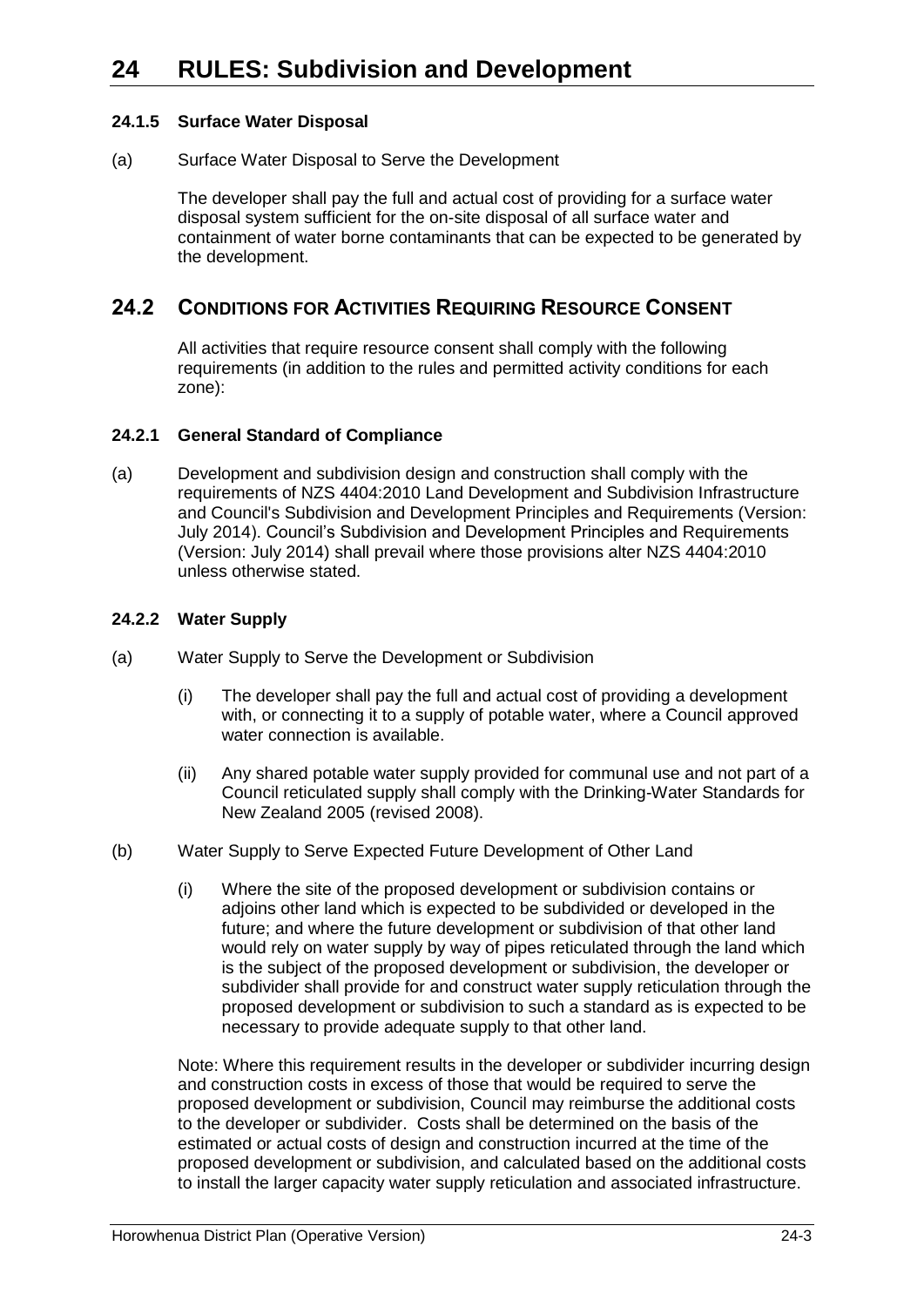#### 24.1.5 Surface Water Disposal

(a) Surface Water Disposal to Serve the Development

The developer shall pay the full and actual cost of providing for a surface water disposal system sufficient for the on-site disposal of all surface water and containment of water borne contaminants that can be expected to be generated by the development.

## 24.2 CONDITIONS FOR ACTIVITIES REQUIRING RESOURCE CONSENT

All activities that require resource consent shall comply with the following requirements (in addition to the rules and permitted activity conditions for each zone):

#### 24.2.1 General Standard of Compliance

(a) Development and subdivision design and construction shall comply with the requirements of NZS 4404:2010 Land Development and Subdivision Infrastructure and Council's Subdivision and Development Principles and Requirements (Version: July 2014). Council's Subdivision and Development Principles and Requirements (Version: July 2014) shall prevail where those provisions alter NZS 4404:2010 unless otherwise stated.

#### 24.2.2 Water Supply

(a) Water Supply to Serve the Development or Subdivision

(i) The developer shall pay the full and actual cost of providing a development with, or connecting it to a supply of potable water, where a Council approved water connection is available.

(ii) Any shared potable water supply provided for communal use and not part of a Council reticulated supply shall comply with the Drinking-Water Standards for New Zealand 2005 (revised 2008).

(b) Water Supply to Serve Expected Future Development of Other Land

(i) Where the site of the proposed development or subdivision contains or adjoins other land which is expected to be subdivided or developed in the future; and where the future development or subdivision of that other land would rely on water supply by way of pipes reticulated through the land which is the subject of the proposed development or subdivision, the developer or subdivider shall provide for and construct water supply reticulation through the proposed development or subdivision to such a standard as is expected to be necessary to provide adequate supply to that other land.

Note: Where this requirement results in the developer or subdivider incurring design and construction costs in excess of those that would be required to serve the proposed development or subdivision, Council may reimburse the additional costs to the developer or subdivider. Costs shall be determined on the basis of the estimated or actual costs of design and construction incurred at the time of the proposed development or subdivision, and calculated based on the additional costs to install the larger capacity water supply reticulation and associated infrastructure.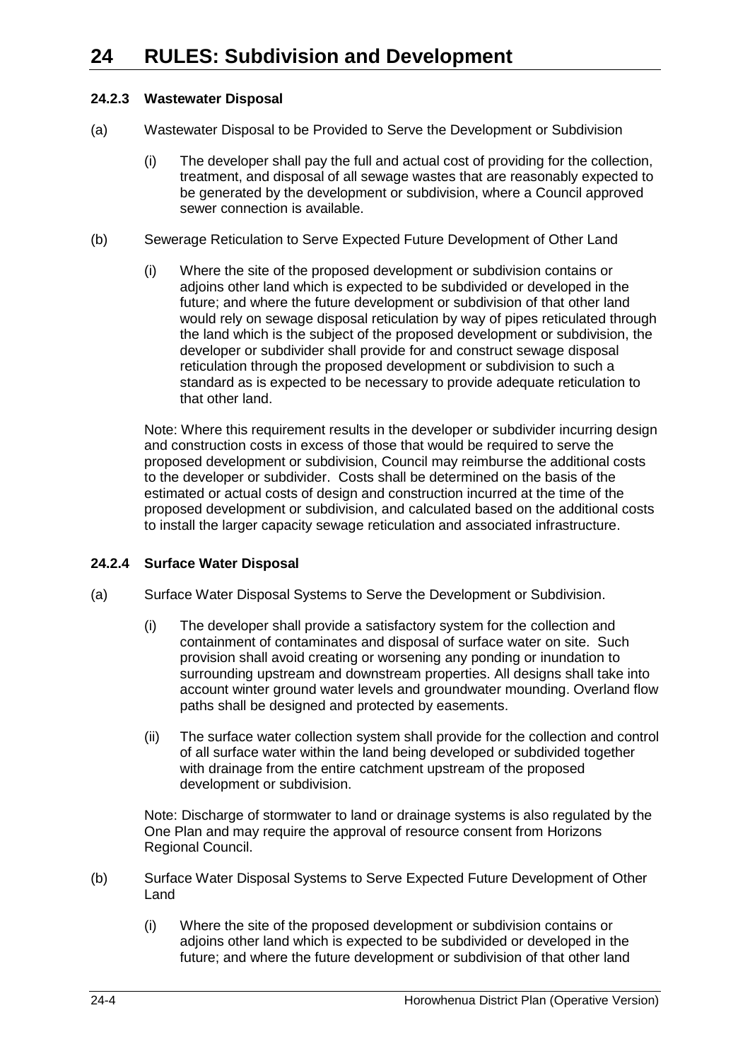### 24.2.3 Wastewater Disposal

(a) Wastewater Disposal to be Provided to Serve the Development or Subdivision

(i) The developer shall pay the full and actual cost of providing for the collection, treatment, and disposal of all sewage wastes that are reasonably expected to be generated by the development or subdivision, where a Council approved sewer connection is available.

(b) Sewerage Reticulation to Serve Expected Future Development of Other Land

(i) Where the site of the proposed development or subdivision contains or adjoins other land which is expected to be subdivided or developed in the future; and where the future development or subdivision of that other land would rely on sewage disposal reticulation by way of pipes reticulated through the land which is the subject of the proposed development or subdivision, the developer or subdivider shall provide for and construct sewage disposal reticulation through the proposed development or subdivision to such a standard as is expected to be necessary to provide adequate reticulation to that other land.

Note: Where this requirement results in the developer or subdivider incurring design and construction costs in excess of those that would be required to serve the proposed development or subdivision, Council may reimburse the additional costs to the developer or subdivider. Costs shall be determined on the basis of the estimated or actual costs of design and construction incurred at the time of the proposed development or subdivision, and calculated based on the additional costs to install the larger capacity sewage reticulation and associated infrastructure.

### 24.2.4 Surface Water Disposal

(a) Surface Water Disposal Systems to Serve the Development or Subdivision.

(i) The developer shall provide a satisfactory system for the collection and containment of contaminates and disposal of surface water on site. Such provision shall avoid creating or worsening any ponding or inundation to surrounding upstream and downstream properties. All designs shall take into account winter ground water levels and groundwater mounding. Overland flow paths shall be designed and protected by easements.

(ii) The surface water collection system shall provide for the collection and control of all surface water within the land being developed or subdivided together with drainage from the entire catchment upstream of the proposed development or subdivision.

Note: Discharge of stormwater to land or drainage systems is also regulated by the One Plan and may require the approval of resource consent from Horizons Regional Council.

(b) Surface Water Disposal Systems to Serve Expected Future Development of Other Land

(i) Where the site of the proposed development or subdivision contains or adjoins other land which is expected to be subdivided or developed in the future; and where the future development or subdivision of that other land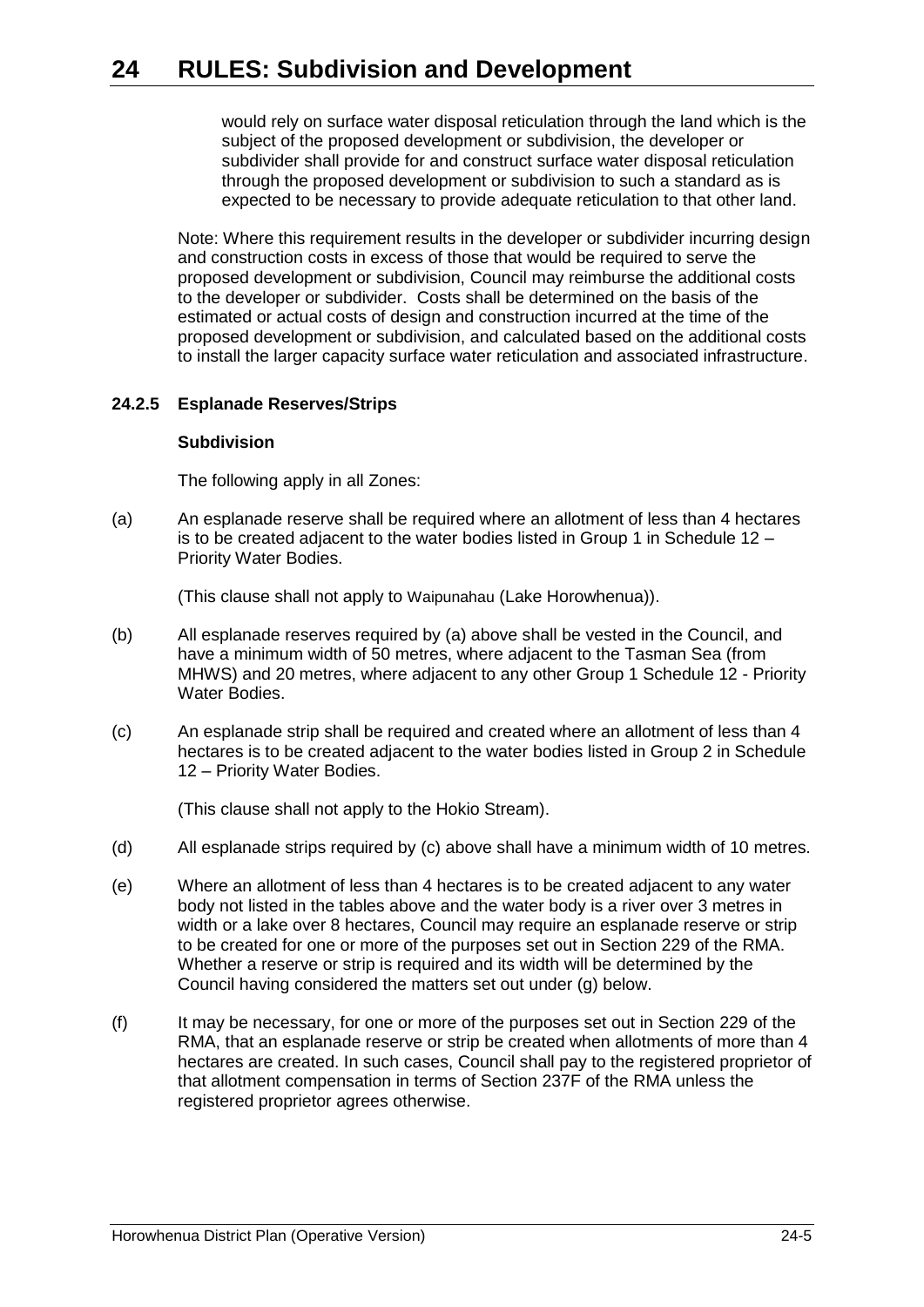would rely on surface water disposal reticulation through the land which is the subject of the proposed development or subdivision, the developer or subdivider shall provide for and construct surface water disposal reticulation through the proposed development or subdivision to such a standard as is expected to be necessary to provide adequate reticulation to that other land.

Note: Where this requirement results in the developer or subdivider incurring design and construction costs in excess of those that would be required to serve the proposed development or subdivision, Council may reimburse the additional costs to the developer or subdivider. Costs shall be determined on the basis of the estimated or actual costs of design and construction incurred at the time of the proposed development or subdivision, and calculated based on the additional costs to install the larger capacity surface water reticulation and associated infrastructure.

### 24.2.5 Esplanade Reserves/Strips

**Subdivision**

The following apply in all Zones:

(a) An esplanade reserve shall be required where an allotment of less than 4 hectares is to be created adjacent to the water bodies listed in Group 1 in Schedule 12 – Priority Water Bodies.

(This clause shall not apply to Waipunahau (Lake Horowhenua)).

(b) All esplanade reserves required by (a) above shall be vested in the Council, and have a minimum width of 50 metres, where adjacent to the Tasman Sea (from MHWS) and 20 metres, where adjacent to any other Group 1 Schedule 12 - Priority Water Bodies.

(c) An esplanade strip shall be required and created where an allotment of less than 4 hectares is to be created adjacent to the water bodies listed in Group 2 in Schedule 12 – Priority Water Bodies.

(This clause shall not apply to the Hokio Stream).

(d) All esplanade strips required by (c) above shall have a minimum width of 10 metres.

(e) Where an allotment of less than 4 hectares is to be created adjacent to any water body not listed in the tables above and the water body is a river over 3 metres in width or a lake over 8 hectares, Council may require an esplanade reserve or strip to be created for one or more of the purposes set out in Section 229 of the RMA. Whether a reserve or strip is required and its width will be determined by the Council having considered the matters set out under (g) below.

(f) It may be necessary, for one or more of the purposes set out in Section 229 of the RMA, that an esplanade reserve or strip be created when allotments of more than 4 hectares are created. In such cases, Council shall pay to the registered proprietor of that allotment compensation in terms of Section 237F of the RMA unless the registered proprietor agrees otherwise.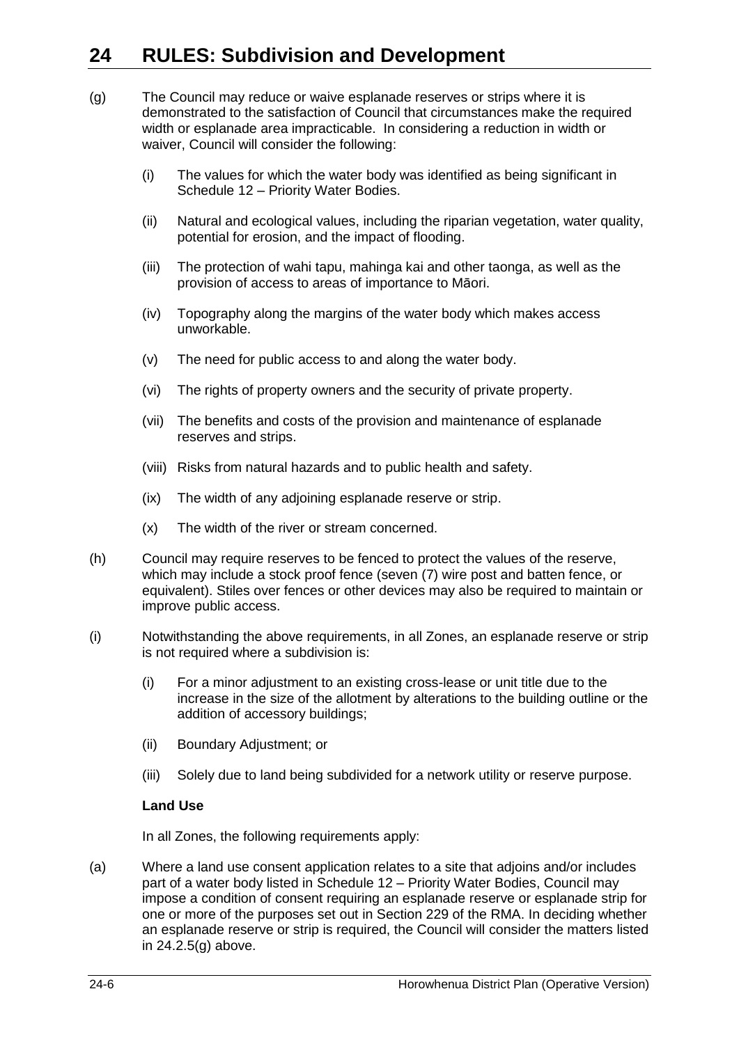(g) The Council may reduce or waive esplanade reserves or strips where it is demonstrated to the satisfaction of Council that circumstances make the required width or esplanade area impracticable. In considering a reduction in width or waiver, Council will consider the following:

(i) The values for which the water body was identified as being significant in Schedule 12 – Priority Water Bodies.

(ii) Natural and ecological values, including the riparian vegetation, water quality, potential for erosion, and the impact of flooding.

(iii) The protection of wahi tapu, mahinga kai and other taonga, as well as the provision of access to areas of importance to Māori.

(iv) Topography along the margins of the water body which makes access unworkable.

(v) The need for public access to and along the water body.

(vi) The rights of property owners and the security of private property.

(vii) The benefits and costs of the provision and maintenance of esplanade reserves and strips.

(viii) Risks from natural hazards and to public health and safety.

(ix) The width of any adjoining esplanade reserve or strip.

(x) The width of the river or stream concerned.

(h) Council may require reserves to be fenced to protect the values of the reserve, which may include a stock proof fence (seven (7) wire post and batten fence, or equivalent). Stiles over fences or other devices may also be required to maintain or improve public access.

(i) Notwithstanding the above requirements, in all Zones, an esplanade reserve or strip is not required where a subdivision is:

(i) For a minor adjustment to an existing cross-lease or unit title due to the increase in the size of the allotment by alterations to the building outline or the addition of accessory buildings;

(ii) Boundary Adjustment; or

(iii) Solely due to land being subdivided for a network utility or reserve purpose.

**Land Use**

In all Zones, the following requirements apply:

(a) Where a land use consent application relates to a site that adjoins and/or includes part of a water body listed in Schedule 12 – Priority Water Bodies, Council may impose a condition of consent requiring an esplanade reserve or esplanade strip for one or more of the purposes set out in Section 229 of the RMA. In deciding whether an esplanade reserve or strip is required, the Council will consider the matters listed in 24.2.5(g) above.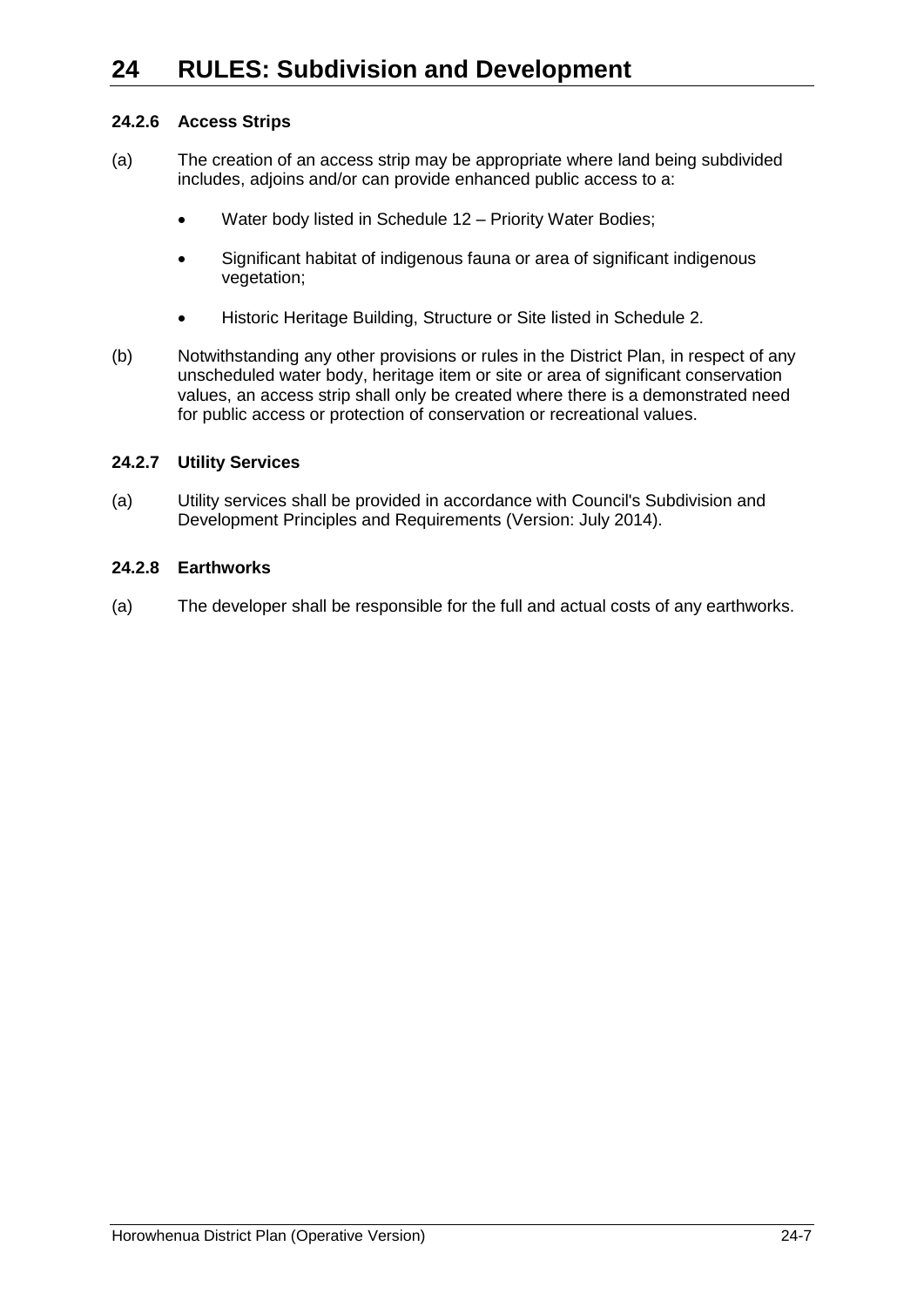# 24 RULES: Subdivision and Development

### 24.2.6 Access Strips

(a) The creation of an access strip may be appropriate where land being subdivided includes, adjoins and/or can provide enhanced public access to a:

- Water body listed in Schedule 12 – Priority Water Bodies;
- Significant habitat of indigenous fauna or area of significant indigenous vegetation;
- Historic Heritage Building, Structure or Site listed in Schedule 2.

(b) Notwithstanding any other provisions or rules in the District Plan, in respect of any unscheduled water body, heritage item or site or area of significant conservation values, an access strip shall only be created where there is a demonstrated need for public access or protection of conservation or recreational values.

### 24.2.7 Utility Services

(a) Utility services shall be provided in accordance with Council's Subdivision and Development Principles and Requirements (Version: July 2014).

### 24.2.8 Earthworks

(a) The developer shall be responsible for the full and actual costs of any earthworks.